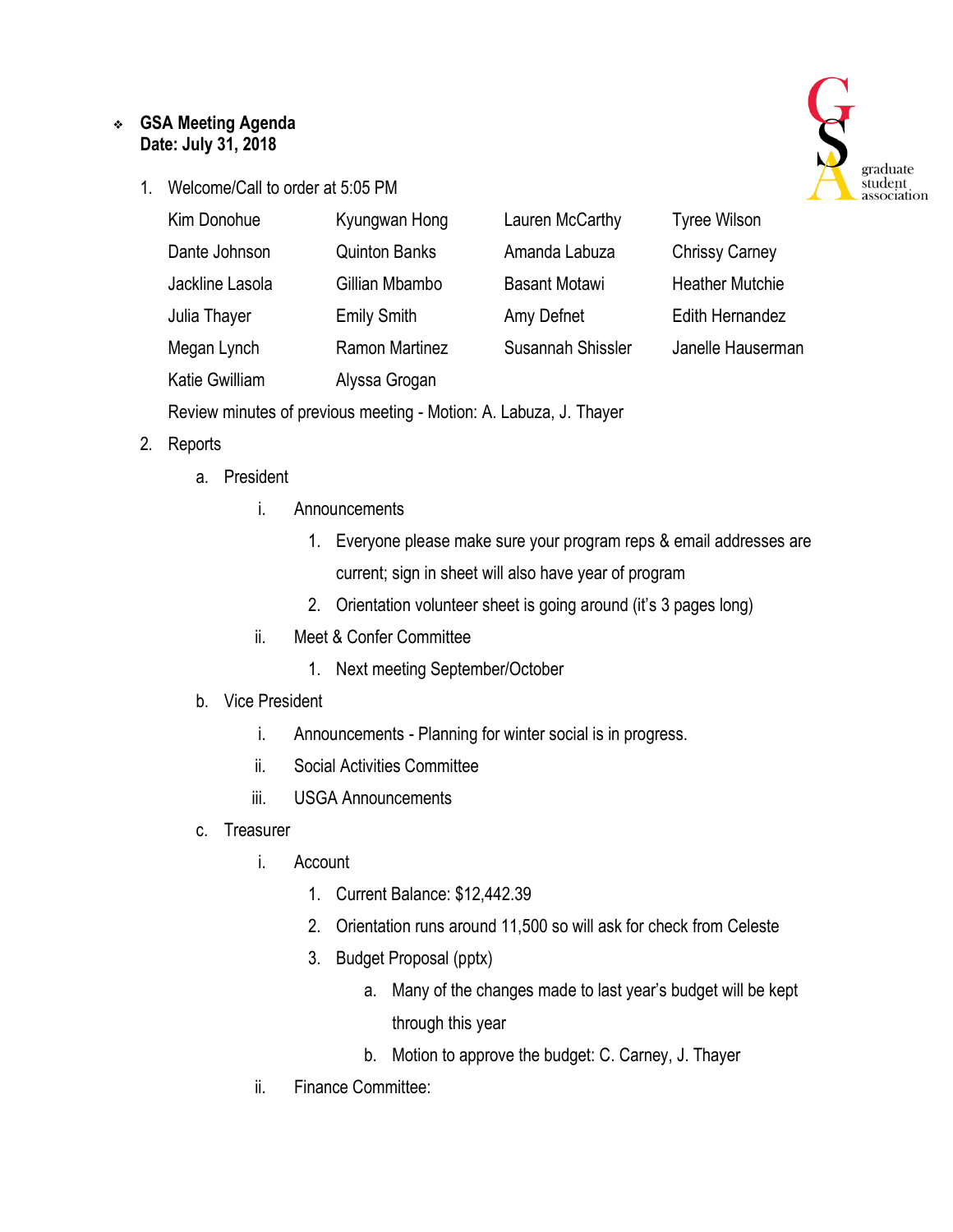- **GSA Meeting Agenda**
  **Date: July 31, 2018**

1. Welcome/Call to order at 5:05 PM

   | | | | |
   |---|---|---|---|
   | Kim Donohue | Kyungwan Hong | Lauren McCarthy | Tyree Wilson |
   | Dante Johnson | Quinton Banks | Amanda Labuza | Chrissy Carney |
   | Jackline Lasola | Gillian Mbambo | Basant Motawi | Heather Mutchie |
   | Julia Thayer | Emily Smith | Amy Defnet | Edith Hernandez |
   | Megan Lynch | Ramon Martinez | Susannah Shissler | Janelle Hauserman |
   | Katie Gwilliam | Alyssa Grogan | | |

   Review minutes of previous meeting - Motion: A. Labuza, J. Thayer

2. Reports
   a. President
      i. Announcements
         1. Everyone please make sure your program reps & email addresses are current; sign in sheet will also have year of program
         2. Orientation volunteer sheet is going around (it's 3 pages long)
      ii. Meet & Confer Committee
         1. Next meeting September/October
   b. Vice President
      i. Announcements - Planning for winter social is in progress.
      ii. Social Activities Committee
      iii. USGA Announcements
   c. Treasurer
      i. Account
         1. Current Balance: $12,442.39
         2. Orientation runs around 11,500 so will ask for check from Celeste
         3. Budget Proposal (pptx)
            a. Many of the changes made to last year's budget will be kept through this year
            b. Motion to approve the budget: C. Carney, J. Thayer
      ii. Finance Committee: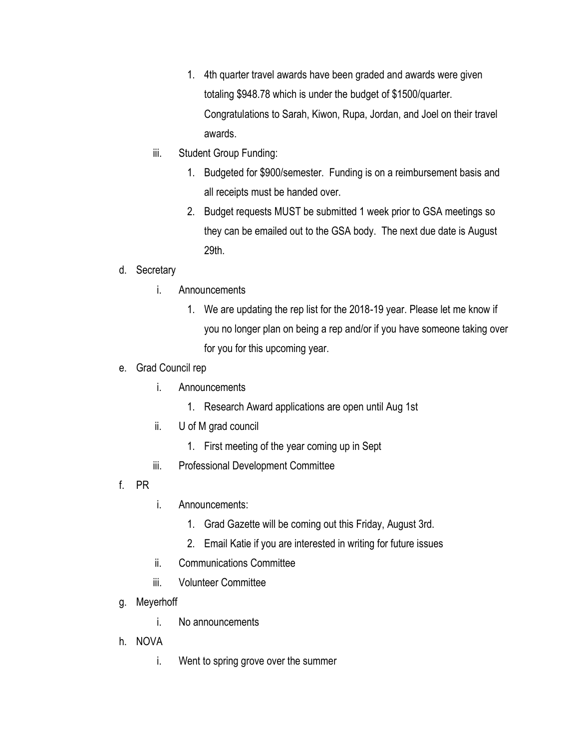1. 4th quarter travel awards have been graded and awards were given totaling $948.78 which is under the budget of $1500/quarter. Congratulations to Sarah, Kiwon, Rupa, Jordan, and Joel on their travel awards.
   - iii. Student Group Funding:
      1. Budgeted for $900/semester. Funding is on a reimbursement basis and all receipts must be handed over.
      2. Budget requests MUST be submitted 1 week prior to GSA meetings so they can be emailed out to the GSA body. The next due date is August 29th.

d. Secretary
   - i. Announcements
      1. We are updating the rep list for the 2018-19 year. Please let me know if you no longer plan on being a rep and/or if you have someone taking over for you for this upcoming year.

e. Grad Council rep
   - i. Announcements
      1. Research Award applications are open until Aug 1st
   - ii. U of M grad council
      1. First meeting of the year coming up in Sept
   - iii. Professional Development Committee

f. PR
   - i. Announcements:
      1. Grad Gazette will be coming out this Friday, August 3rd.
      2. Email Katie if you are interested in writing for future issues
   - ii. Communications Committee
   - iii. Volunteer Committee

g. Meyerhoff
   - i. No announcements

h. NOVA
   - i. Went to spring grove over the summer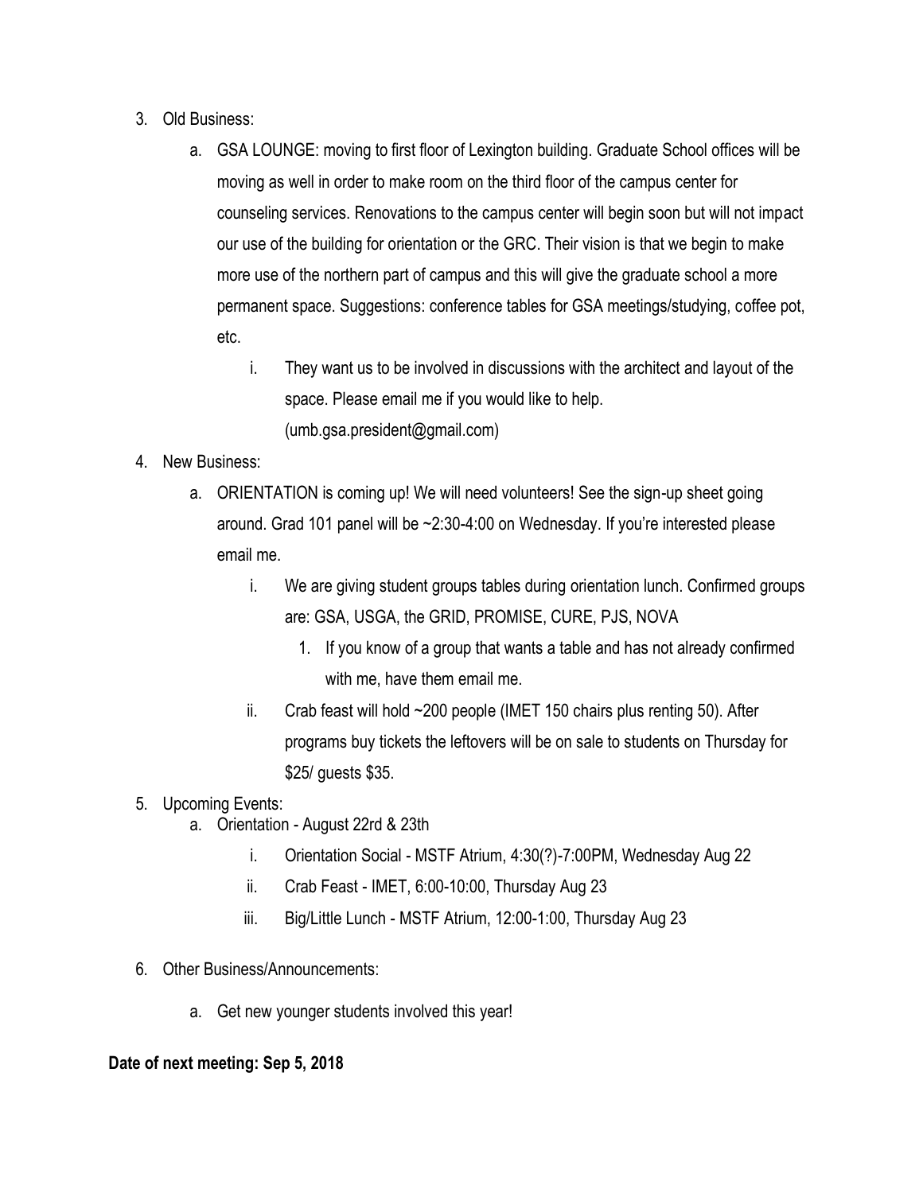3. Old Business:
    a. GSA LOUNGE: moving to first floor of Lexington building. Graduate School offices will be moving as well in order to make room on the third floor of the campus center for counseling services. Renovations to the campus center will begin soon but will not impact our use of the building for orientation or the GRC. Their vision is that we begin to make more use of the northern part of campus and this will give the graduate school a more permanent space. Suggestions: conference tables for GSA meetings/studying, coffee pot, etc.
        i. They want us to be involved in discussions with the architect and layout of the space. Please email me if you would like to help. (umb.gsa.president@gmail.com)
4. New Business:
    a. ORIENTATION is coming up! We will need volunteers! See the sign-up sheet going around. Grad 101 panel will be ~2:30-4:00 on Wednesday. If you're interested please email me.
        i. We are giving student groups tables during orientation lunch. Confirmed groups are: GSA, USGA, the GRID, PROMISE, CURE, PJS, NOVA
            1. If you know of a group that wants a table and has not already confirmed with me, have them email me.
        ii. Crab feast will hold ~200 people (IMET 150 chairs plus renting 50). After programs buy tickets the leftovers will be on sale to students on Thursday for $25/ guests $35.
5. Upcoming Events:
    a. Orientation - August 22rd & 23th
        i. Orientation Social - MSTF Atrium, 4:30(?)-7:00PM, Wednesday Aug 22
        ii. Crab Feast - IMET, 6:00-10:00, Thursday Aug 23
        iii. Big/Little Lunch - MSTF Atrium, 12:00-1:00, Thursday Aug 23
6. Other Business/Announcements:
    a. Get new younger students involved this year!

**Date of next meeting: Sep 5, 2018**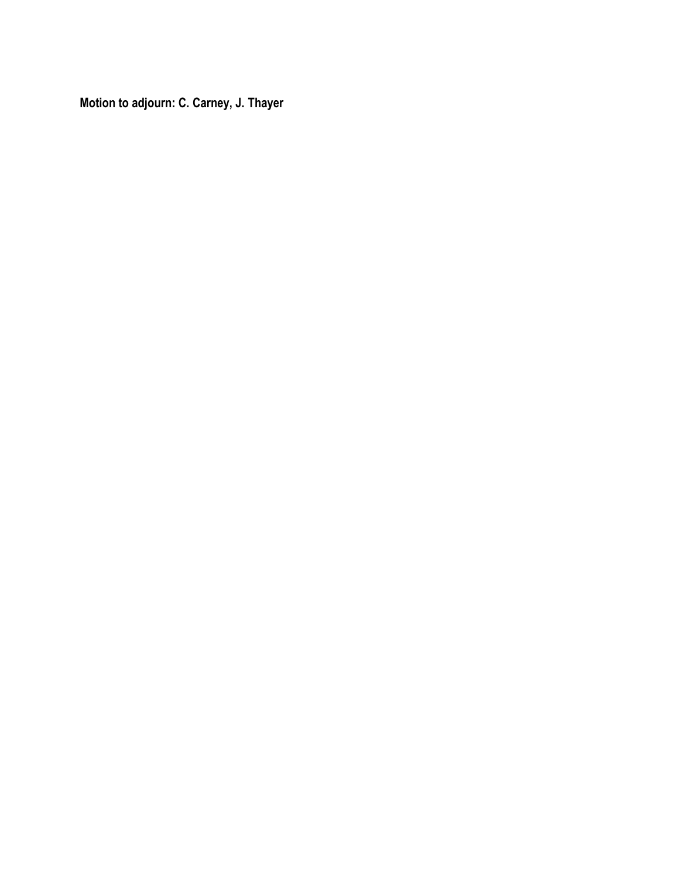**Motion to adjourn: C. Carney, J. Thayer**